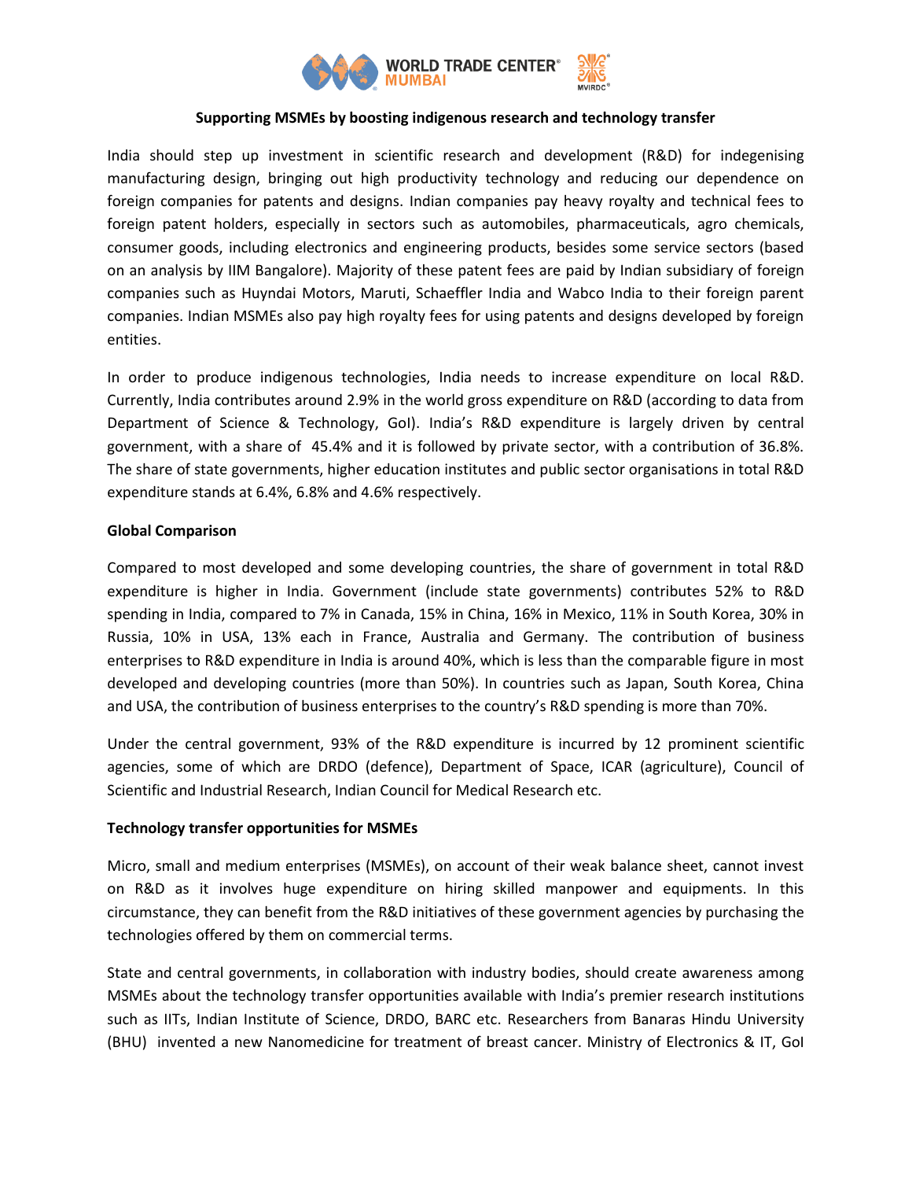**Supporting MSMEs by boosting indigenous research and technology transfer**

India should step up investment in scientific research and development (R&D) for indegenising manufacturing design, bringing out high productivity technology and reducing our dependence on foreign companies for patents and designs. Indian companies pay heavy royalty and technical fees to foreign patent holders, especially in sectors such as automobiles, pharmaceuticals, agro chemicals, consumer goods, including electronics and engineering products, besides some service sectors (based on an analysis by IIM Bangalore). Majority of these patent fees are paid by Indian subsidiary of foreign companies such as Huyndai Motors, Maruti, Schaeffler India and Wabco India to their foreign parent companies. Indian MSMEs also pay high royalty fees for using patents and designs developed by foreign entities.

In order to produce indigenous technologies, India needs to increase expenditure on local R&D. Currently, India contributes around 2.9% in the world gross expenditure on R&D (according to data from Department of Science & Technology, GoI). India's R&D expenditure is largely driven by central government, with a share of 45.4% and it is followed by private sector, with a contribution of 36.8%. The share of state governments, higher education institutes and public sector organisations in total R&D expenditure stands at 6.4%, 6.8% and 4.6% respectively.

**Global Comparison**

Compared to most developed and some developing countries, the share of government in total R&D expenditure is higher in India. Government (include state governments) contributes 52% to R&D spending in India, compared to 7% in Canada, 15% in China, 16% in Mexico, 11% in South Korea, 30% in Russia, 10% in USA, 13% each in France, Australia and Germany. The contribution of business enterprises to R&D expenditure in India is around 40%, which is less than the comparable figure in most developed and developing countries (more than 50%). In countries such as Japan, South Korea, China and USA, the contribution of business enterprises to the country's R&D spending is more than 70%.

Under the central government, 93% of the R&D expenditure is incurred by 12 prominent scientific agencies, some of which are DRDO (defence), Department of Space, ICAR (agriculture), Council of Scientific and Industrial Research, Indian Council for Medical Research etc.

**Technology transfer opportunities for MSMEs**

Micro, small and medium enterprises (MSMEs), on account of their weak balance sheet, cannot invest on R&D as it involves huge expenditure on hiring skilled manpower and equipments. In this circumstance, they can benefit from the R&D initiatives of these government agencies by purchasing the technologies offered by them on commercial terms.

State and central governments, in collaboration with industry bodies, should create awareness among MSMEs about the technology transfer opportunities available with India's premier research institutions such as IITs, Indian Institute of Science, DRDO, BARC etc. Researchers from Banaras Hindu University (BHU) invented a new Nanomedicine for treatment of breast cancer. Ministry of Electronics & IT, GoI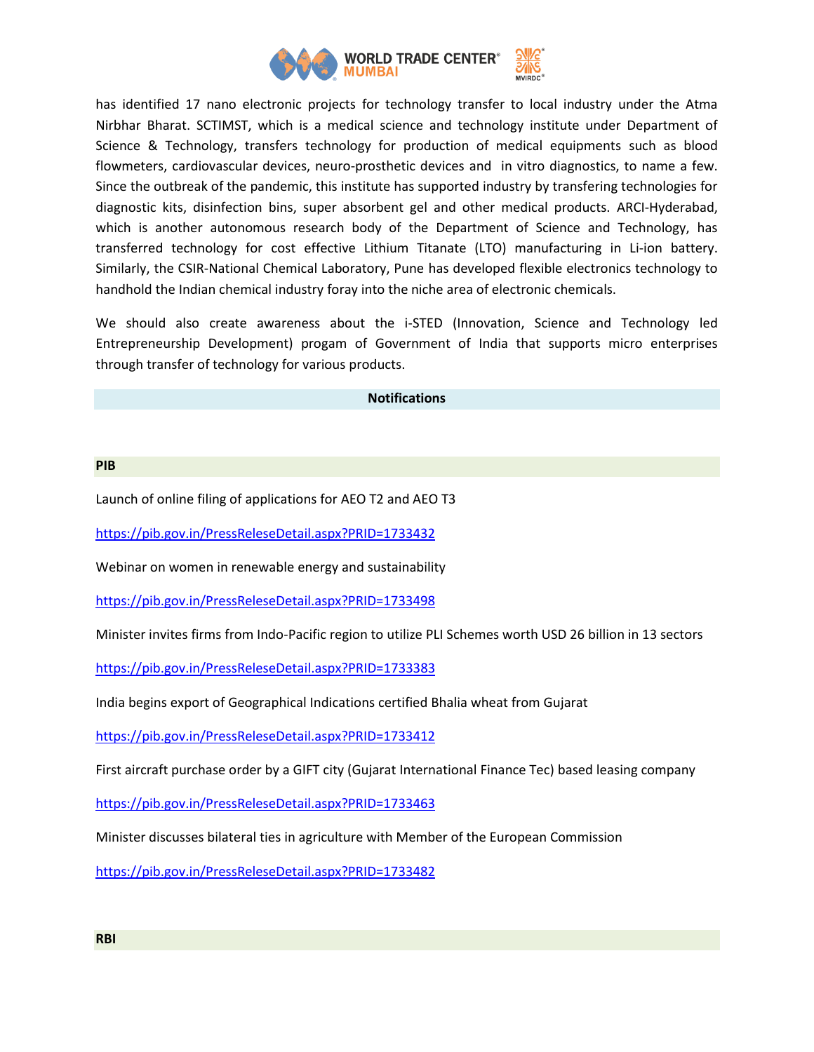has identified 17 nano electronic projects for technology transfer to local industry under the Atma Nirbhar Bharat. SCTIMST, which is a medical science and technology institute under Department of Science & Technology, transfers technology for production of medical equipments such as blood flowmeters, cardiovascular devices, neuro-prosthetic devices and in vitro diagnostics, to name a few. Since the outbreak of the pandemic, this institute has supported industry by transfering technologies for diagnostic kits, disinfection bins, super absorbent gel and other medical products. ARCI-Hyderabad, which is another autonomous research body of the Department of Science and Technology, has transferred technology for cost effective Lithium Titanate (LTO) manufacturing in Li-ion battery. Similarly, the CSIR-National Chemical Laboratory, Pune has developed flexible electronics technology to handhold the Indian chemical industry foray into the niche area of electronic chemicals.

We should also create awareness about the i-STED (Innovation, Science and Technology led Entrepreneurship Development) progam of Government of India that supports micro enterprises through transfer of technology for various products.

## Notifications

### PIB

Launch of online filing of applications for AEO T2 and AEO T3

https://pib.gov.in/PressReleseDetail.aspx?PRID=1733432

Webinar on women in renewable energy and sustainability

https://pib.gov.in/PressReleseDetail.aspx?PRID=1733498

Minister invites firms from Indo-Pacific region to utilize PLI Schemes worth USD 26 billion in 13 sectors

https://pib.gov.in/PressReleseDetail.aspx?PRID=1733383

India begins export of Geographical Indications certified Bhalia wheat from Gujarat

https://pib.gov.in/PressReleseDetail.aspx?PRID=1733412

First aircraft purchase order by a GIFT city (Gujarat International Finance Tec) based leasing company

https://pib.gov.in/PressReleseDetail.aspx?PRID=1733463

Minister discusses bilateral ties in agriculture with Member of the European Commission

https://pib.gov.in/PressReleseDetail.aspx?PRID=1733482

### RBI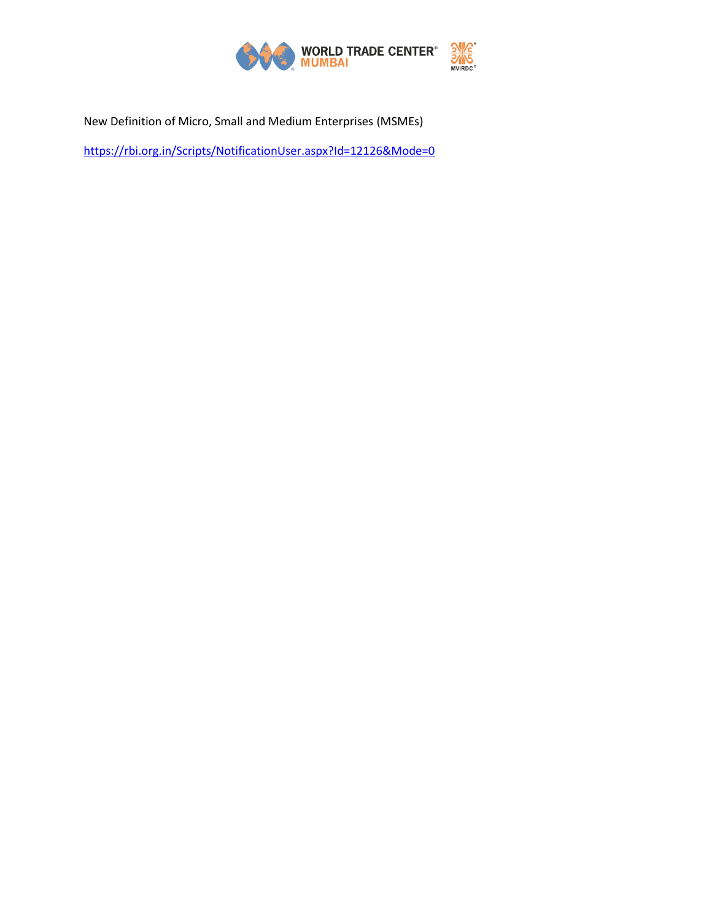New Definition of Micro, Small and Medium Enterprises (MSMEs)

https://rbi.org.in/Scripts/NotificationUser.aspx?Id=12126&Mode=0